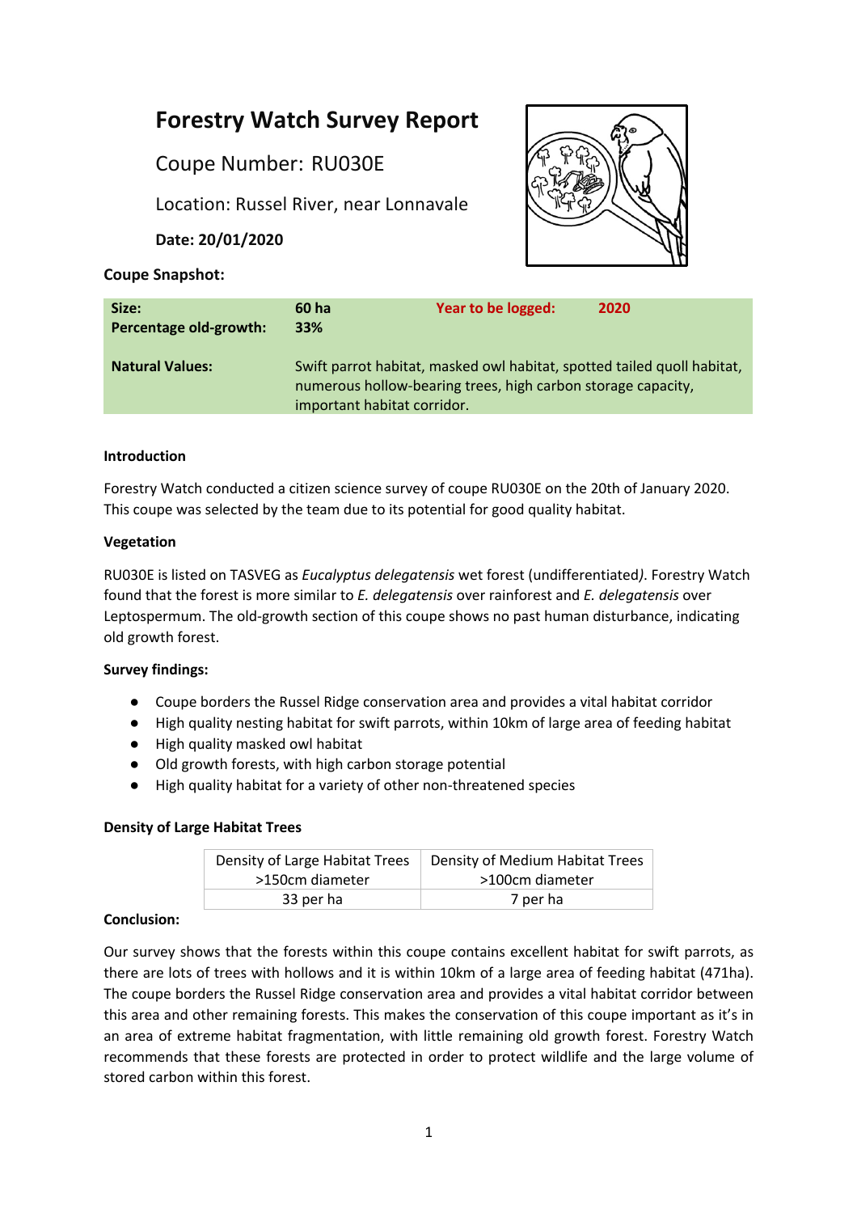# Forestry Watch Survey Report

Coupe Number: RU030E

Location: Russel River, near Lonnavale

**Date: 20/01/2020**

**Coupe Snapshot:**

| | | | |
|---|---|---|---|
| **Size:** | **60 ha** | **Year to be logged:** | **2020** |
| **Percentage old-growth:** | **33%** | | |
| **Natural Values:** | Swift parrot habitat, masked owl habitat, spotted tailed quoll habitat, numerous hollow-bearing trees, high carbon storage capacity, important habitat corridor. | | |

**Introduction**

Forestry Watch conducted a citizen science survey of coupe RU030E on the 20th of January 2020. This coupe was selected by the team due to its potential for good quality habitat.

**Vegetation**

RU030E is listed on TASVEG as *Eucalyptus delegatensis* wet forest (undifferentiated). Forestry Watch found that the forest is more similar to *E. delegatensis* over rainforest and *E. delegatensis* over Leptospermum. The old-growth section of this coupe shows no past human disturbance, indicating old growth forest.

**Survey findings:**

- Coupe borders the Russel Ridge conservation area and provides a vital habitat corridor
- High quality nesting habitat for swift parrots, within 10km of large area of feeding habitat
- High quality masked owl habitat
- Old growth forests, with high carbon storage potential
- High quality habitat for a variety of other non-threatened species

**Density of Large Habitat Trees**

| Density of Large Habitat Trees >150cm diameter | Density of Medium Habitat Trees >100cm diameter |
|---|---|
| 33 per ha | 7 per ha |

**Conclusion:**

Our survey shows that the forests within this coupe contains excellent habitat for swift parrots, as there are lots of trees with hollows and it is within 10km of a large area of feeding habitat (471ha). The coupe borders the Russel Ridge conservation area and provides a vital habitat corridor between this area and other remaining forests. This makes the conservation of this coupe important as it's in an area of extreme habitat fragmentation, with little remaining old growth forest. Forestry Watch recommends that these forests are protected in order to protect wildlife and the large volume of stored carbon within this forest.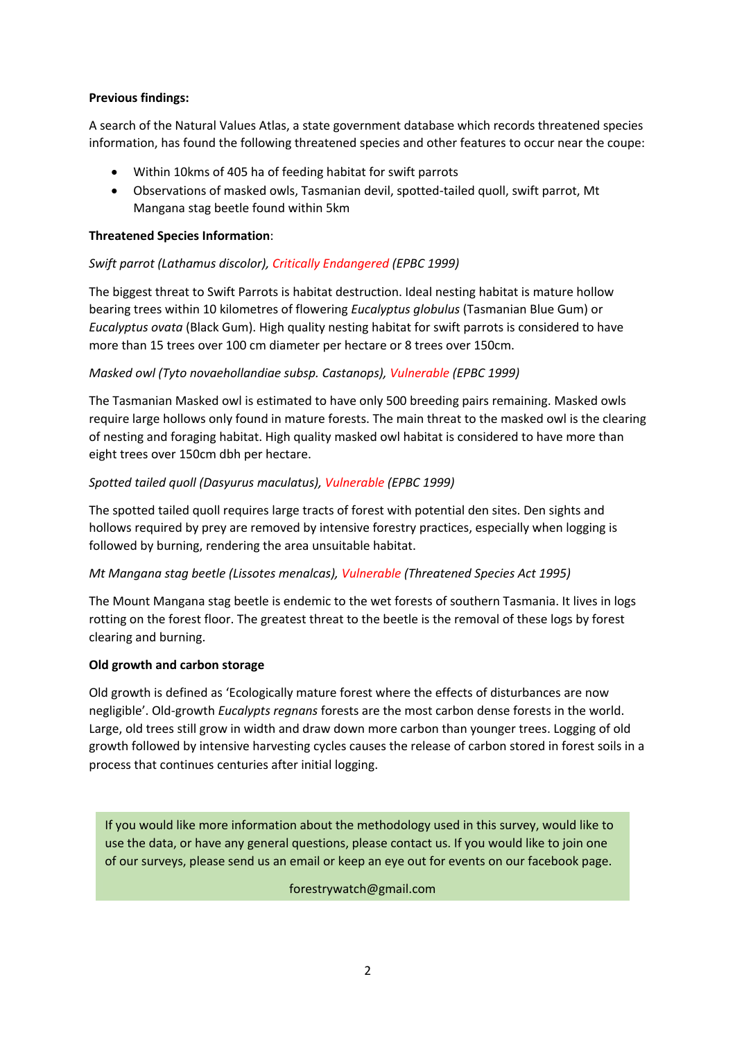**Previous findings:**

A search of the Natural Values Atlas, a state government database which records threatened species information, has found the following threatened species and other features to occur near the coupe:

- Within 10kms of 405 ha of feeding habitat for swift parrots
- Observations of masked owls, Tasmanian devil, spotted-tailed quoll, swift parrot, Mt Mangana stag beetle found within 5km

**Threatened Species Information**:

*Swift parrot (Lathamus discolor), Critically Endangered (EPBC 1999)*

The biggest threat to Swift Parrots is habitat destruction. Ideal nesting habitat is mature hollow bearing trees within 10 kilometres of flowering *Eucalyptus globulus* (Tasmanian Blue Gum) or *Eucalyptus ovata* (Black Gum). High quality nesting habitat for swift parrots is considered to have more than 15 trees over 100 cm diameter per hectare or 8 trees over 150cm.

*Masked owl (Tyto novaehollandiae subsp. Castanops), Vulnerable (EPBC 1999)*

The Tasmanian Masked owl is estimated to have only 500 breeding pairs remaining. Masked owls require large hollows only found in mature forests. The main threat to the masked owl is the clearing of nesting and foraging habitat. High quality masked owl habitat is considered to have more than eight trees over 150cm dbh per hectare.

*Spotted tailed quoll (Dasyurus maculatus), Vulnerable (EPBC 1999)*

The spotted tailed quoll requires large tracts of forest with potential den sites. Den sights and hollows required by prey are removed by intensive forestry practices, especially when logging is followed by burning, rendering the area unsuitable habitat.

*Mt Mangana stag beetle (Lissotes menalcas), Vulnerable (Threatened Species Act 1995)*

The Mount Mangana stag beetle is endemic to the wet forests of southern Tasmania. It lives in logs rotting on the forest floor. The greatest threat to the beetle is the removal of these logs by forest clearing and burning.

**Old growth and carbon storage**

Old growth is defined as 'Ecologically mature forest where the effects of disturbances are now negligible'. Old-growth *Eucalypts regnans* forests are the most carbon dense forests in the world. Large, old trees still grow in width and draw down more carbon than younger trees. Logging of old growth followed by intensive harvesting cycles causes the release of carbon stored in forest soils in a process that continues centuries after initial logging.

If you would like more information about the methodology used in this survey, would like to use the data, or have any general questions, please contact us. If you would like to join one of our surveys, please send us an email or keep an eye out for events on our facebook page.

forestrywatch@gmail.com